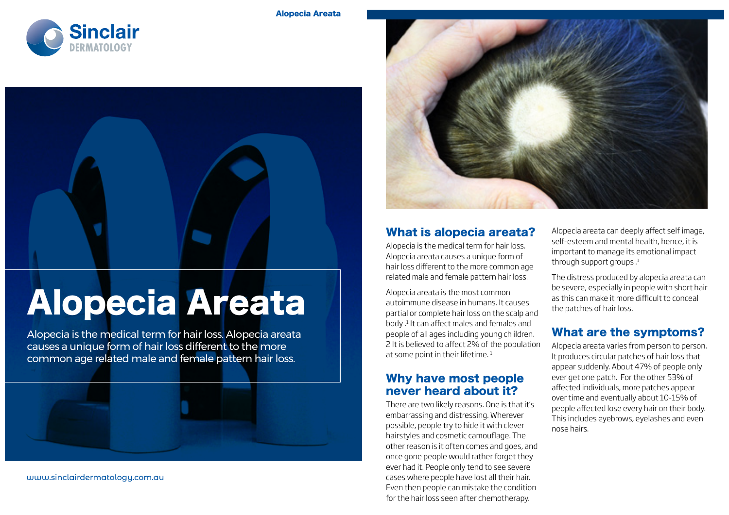# Alopecia Areata

Alopecia is the medical term for hair loss. Alopecia areata causes a unique form of hair loss different to the more common age related male and female pattern hair loss.

www.sinclairdermatology.com.au

## What is alopecia areata?

Alopecia is the medical term for hair loss. Alopecia areata causes a unique form of hair loss different to the more common age related male and female pattern hair loss.

Alopecia areata is the most common autoimmune disease in humans. It causes partial or complete hair loss on the scalp and body .[1] It can affect males and females and people of all ages including young ch ildren. 2 It is believed to affect 2% of the population at some point in their lifetime. [1]

## Why have most people never heard about it?

There are two likely reasons. One is that it's embarrassing and distressing. Wherever possible, people try to hide it with clever hairstyles and cosmetic camouflage. The other reason is it often comes and goes, and once gone people would rather forget they ever had it. People only tend to see severe cases where people have lost all their hair. Even then people can mistake the condition for the hair loss seen after chemotherapy.

Alopecia areata can deeply affect self image, self-esteem and mental health, hence, it is important to manage its emotional impact through support groups .[1]

The distress produced by alopecia areata can be severe, especially in people with short hair as this can make it more difficult to conceal the patches of hair loss.

## What are the symptoms?

Alopecia areata varies from person to person. It produces circular patches of hair loss that appear suddenly. About 47% of people only ever get one patch. For the other 53% of affected individuals, more patches appear over time and eventually about 10-15% of people affected lose every hair on their body. This includes eyebrows, eyelashes and even nose hairs.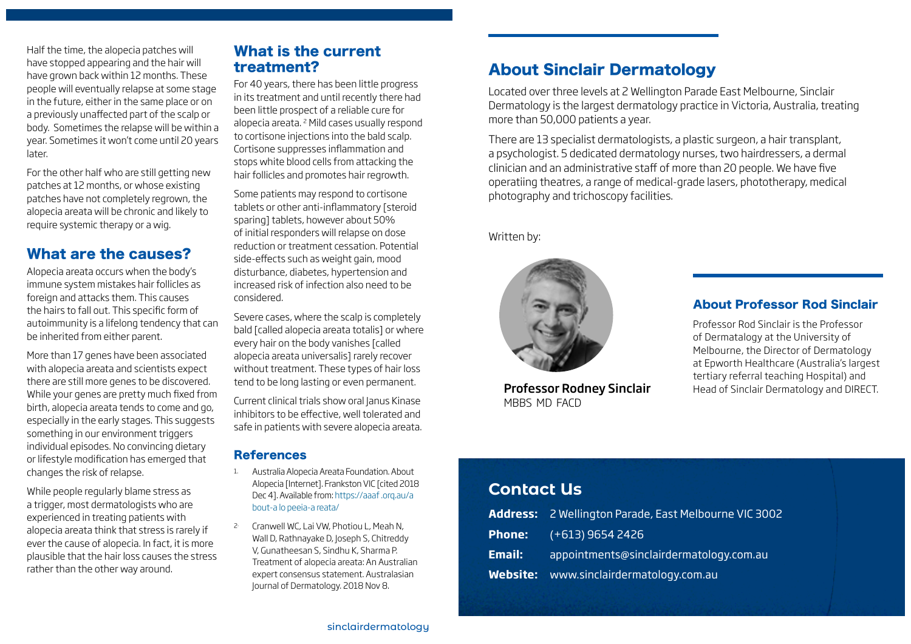Half the time, the alopecia patches will have stopped appearing and the hair will have grown back within 12 months. These people will eventually relapse at some stage in the future, either in the same place or on a previously unaffected part of the scalp or body. Sometimes the relapse will be within a year. Sometimes it won't come until 20 years later.

For the other half who are still getting new patches at 12 months, or whose existing patches have not completely regrown, the alopecia areata will be chronic and likely to require systemic therapy or a wig.

## What are the causes?

Alopecia areata occurs when the body's immune system mistakes hair follicles as foreign and attacks them. This causes the hairs to fall out. This specific form of autoimmunity is a lifelong tendency that can be inherited from either parent.

More than 17 genes have been associated with alopecia areata and scientists expect there are still more genes to be discovered. While your genes are pretty much fixed from birth, alopecia areata tends to come and go, especially in the early stages. This suggests something in our environment triggers individual episodes. No convincing dietary or lifestyle modification has emerged that changes the risk of relapse.

While people regularly blame stress as a trigger, most dermatologists who are experienced in treating patients with alopecia areata think that stress is rarely if ever the cause of alopecia. In fact, it is more plausible that the hair loss causes the stress rather than the other way around.

## What is the current treatment?

For 40 years, there has been little progress in its treatment and until recently there had been little prospect of a reliable cure for alopecia areata. [2] Mild cases usually respond to cortisone injections into the bald scalp. Cortisone suppresses inflammation and stops white blood cells from attacking the hair follicles and promotes hair regrowth.

Some patients may respond to cortisone tablets or other anti-inflammatory [steroid sparing] tablets, however about 50% of initial responders will relapse on dose reduction or treatment cessation. Potential side-effects such as weight gain, mood disturbance, diabetes, hypertension and increased risk of infection also need to be considered.

Severe cases, where the scalp is completely bald [called alopecia areata totalis] or where every hair on the body vanishes [called alopecia areata universalis] rarely recover without treatment. These types of hair loss tend to be long lasting or even permanent.

Current clinical trials show oral Janus Kinase inhibitors to be effective, well tolerated and safe in patients with severe alopecia areata.

### References

1. Australia Alopecia Areata Foundation. About Alopecia [Internet]. Frankston VIC [cited 2018 Dec 4]. Available from: https://aaaf.org.au/about-alopecia-areata/
2. Cranwell WC, Lai VW, Photiou L, Meah N, Wall D, Rathnayake D, Joseph S, Chitreddy V, Gunatheesan S, Sindhu K, Sharma P. Treatment of alopecia areata: An Australian expert consensus statement. Australasian Journal of Dermatology. 2018 Nov 8.

## About Sinclair Dermatology

Located over three levels at 2 Wellington Parade East Melbourne, Sinclair Dermatology is the largest dermatology practice in Victoria, Australia, treating more than 50,000 patients a year.

There are 13 specialist dermatologists, a plastic surgeon, a hair transplant, a psychologist. 5 dedicated dermatology nurses, two hairdressers, a dermal clinician and an administrative staff of more than 20 people. We have five operatiing theatres, a range of medical-grade lasers, phototherapy, medical photography and trichoscopy facilities.

Written by:

**Professor Rodney Sinclair**
MBBS MD FACD

### About Professor Rod Sinclair

Professor Rod Sinclair is the Professor of Dermatology at the University of Melbourne, the Director of Dermatology at Epworth Healthcare (Australia's largest tertiary referral teaching Hospital) and Head of Sinclair Dermatology and DIRECT.

## Contact Us

**Address:** 2 Wellington Parade, East Melbourne VIC 3002
**Phone:** (+613) 9654 2426
**Email:** appointments@sinclairdermatology.com.au
**Website:** www.sinclairdermatology.com.au